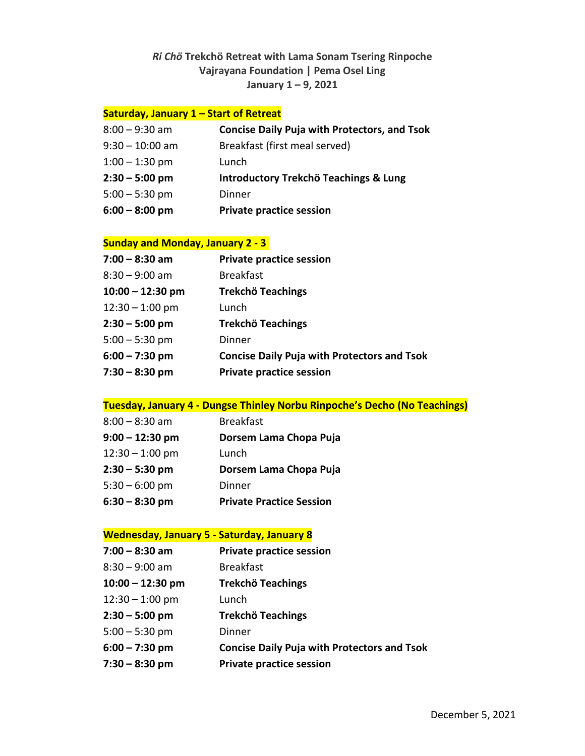***Ri Chö* Trekchö Retreat with Lama Sonam Tsering Rinpoche**
**Vajrayana Foundation | Pema Osel Ling**
**January 1 – 9, 2021**

**Saturday, January 1 – Start of Retreat**

| | |
|---|---|
| 8:00 – 9:30 am | **Concise Daily Puja with Protectors, and Tsok** |
| 9:30 – 10:00 am | Breakfast (first meal served) |
| 1:00 – 1:30 pm | Lunch |
| **2:30 – 5:00 pm** | **Introductory Trekchö Teachings & Lung** |
| 5:00 – 5:30 pm | Dinner |
| **6:00 – 8:00 pm** | **Private practice session** |

**Sunday and Monday, January 2 - 3**

| | |
|---|---|
| **7:00 – 8:30 am** | **Private practice session** |
| 8:30 – 9:00 am | Breakfast |
| **10:00 – 12:30 pm** | **Trekchö Teachings** |
| 12:30 – 1:00 pm | Lunch |
| **2:30 – 5:00 pm** | **Trekchö Teachings** |
| 5:00 – 5:30 pm | Dinner |
| **6:00 – 7:30 pm** | **Concise Daily Puja with Protectors and Tsok** |
| **7:30 – 8:30 pm** | **Private practice session** |

**Tuesday, January 4 - Dungse Thinley Norbu Rinpoche's Decho (No Teachings)**

| | |
|---|---|
| 8:00 – 8:30 am | Breakfast |
| **9:00 – 12:30 pm** | **Dorsem Lama Chopa Puja** |
| 12:30 – 1:00 pm | Lunch |
| **2:30 – 5:30 pm** | **Dorsem Lama Chopa Puja** |
| 5:30 – 6:00 pm | Dinner |
| **6:30 – 8:30 pm** | **Private Practice Session** |

**Wednesday, January 5 - Saturday, January 8**

| | |
|---|---|
| **7:00 – 8:30 am** | **Private practice session** |
| 8:30 – 9:00 am | Breakfast |
| **10:00 – 12:30 pm** | **Trekchö Teachings** |
| 12:30 – 1:00 pm | Lunch |
| **2:30 – 5:00 pm** | **Trekchö Teachings** |
| 5:00 – 5:30 pm | Dinner |
| **6:00 – 7:30 pm** | **Concise Daily Puja with Protectors and Tsok** |
| **7:30 – 8:30 pm** | **Private practice session** |

December 5, 2021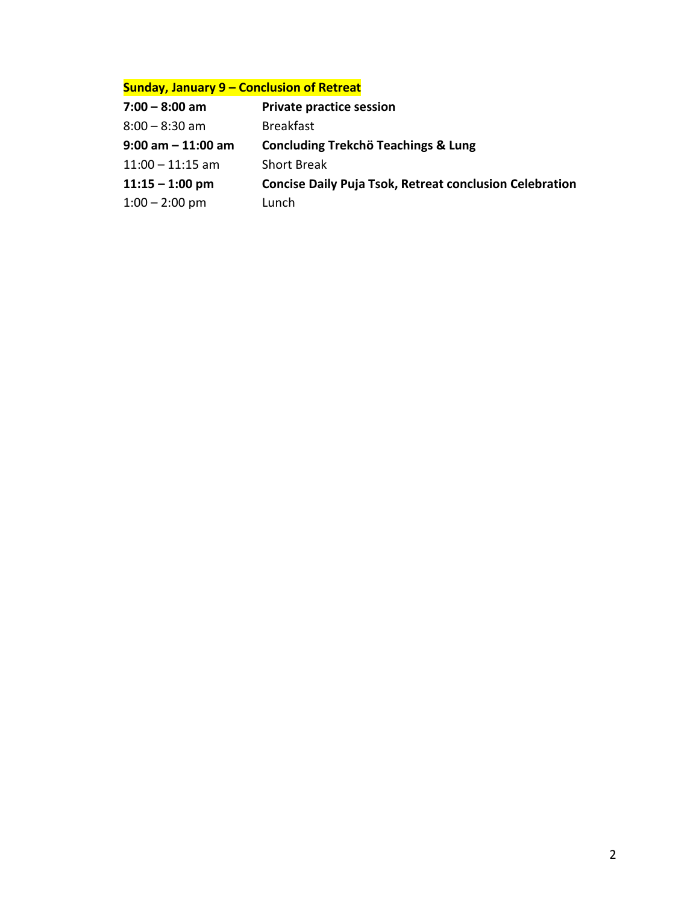**Sunday, January 9 – Conclusion of Retreat**

| | |
|---|---|
| **7:00 – 8:00 am** | **Private practice session** |
| 8:00 – 8:30 am | Breakfast |
| **9:00 am – 11:00 am** | **Concluding Trekchö Teachings & Lung** |
| 11:00 – 11:15 am | Short Break |
| **11:15 – 1:00 pm** | **Concise Daily Puja Tsok, Retreat conclusion Celebration** |
| 1:00 – 2:00 pm | Lunch |